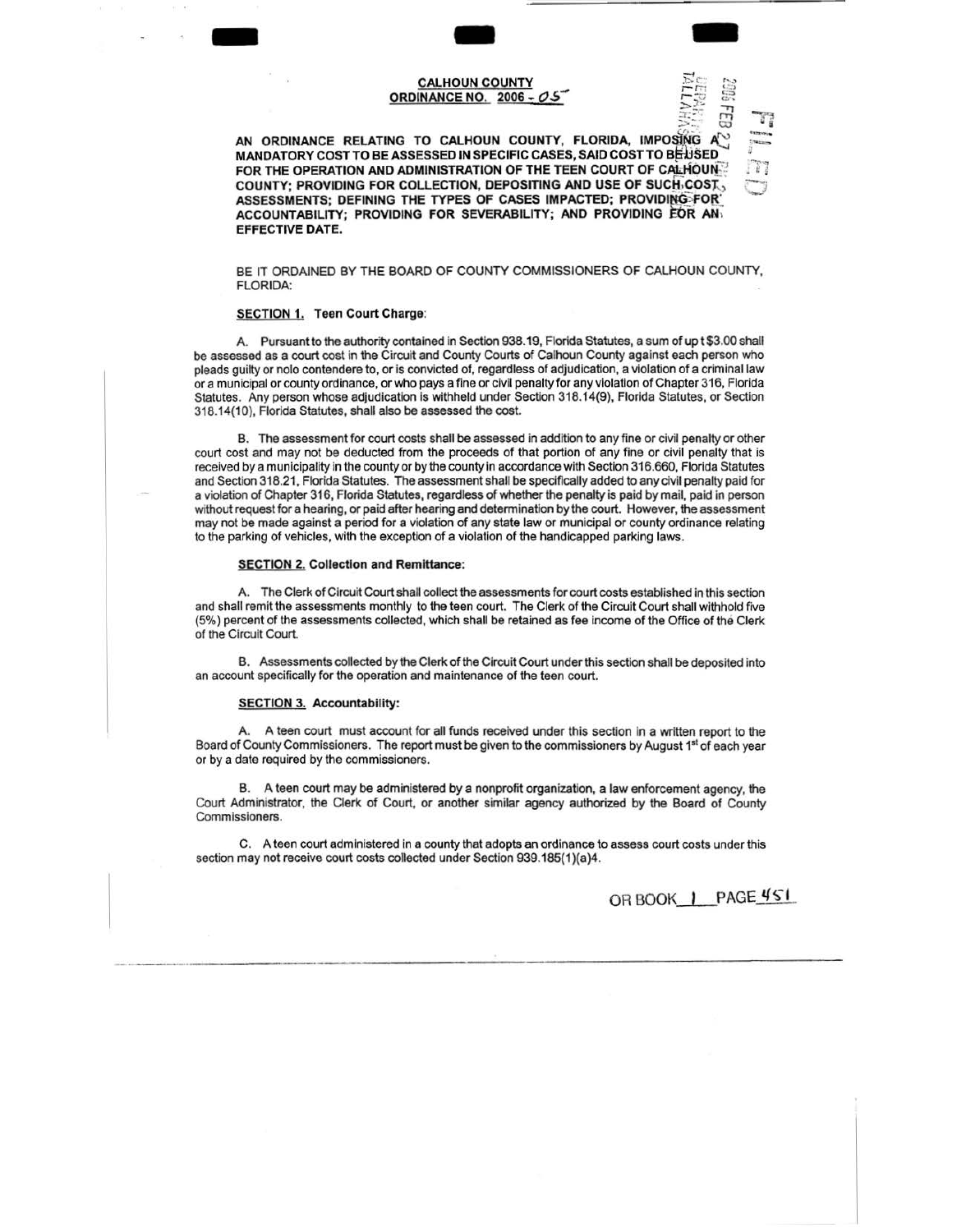**CALHOUN COUNTY**
**ORDINANCE NO. 2006 - 05**

**AN ORDINANCE RELATING TO CALHOUN COUNTY, FLORIDA, IMPOSING A MANDATORY COST TO BE ASSESSED IN SPECIFIC CASES, SAID COST TO BE USED FOR THE OPERATION AND ADMINISTRATION OF THE TEEN COURT OF CALHOUN COUNTY; PROVIDING FOR COLLECTION, DEPOSITING AND USE OF SUCH COST ASSESSMENTS; DEFINING THE TYPES OF CASES IMPACTED; PROVIDING FOR ACCOUNTABILITY; PROVIDING FOR SEVERABILITY; AND PROVIDING FOR AN EFFECTIVE DATE.**

BE IT ORDAINED BY THE BOARD OF COUNTY COMMISSIONERS OF CALHOUN COUNTY, FLORIDA:

**SECTION 1. Teen Court Charge:**

A. Pursuant to the authority contained in Section 938.19, Florida Statutes, a sum of up t $3.00 shall be assessed as a court cost in the Circuit and County Courts of Calhoun County against each person who pleads guilty or nolo contendere to, or is convicted of, regardless of adjudication, a violation of a criminal law or a municipal or county ordinance, or who pays a fine or civil penalty for any violation of Chapter 316, Florida Statutes. Any person whose adjudication is withheld under Section 318.14(9), Florida Statutes, or Section 318.14(10), Florida Statutes, shall also be assessed the cost.

B. The assessment for court costs shall be assessed in addition to any fine or civil penalty or other court cost and may not be deducted from the proceeds of that portion of any fine or civil penalty that is received by a municipality in the county or by the county in accordance with Section 316.660, Florida Statutes and Section 318.21, Florida Statutes. The assessment shall be specifically added to any civil penalty paid for a violation of Chapter 316, Florida Statutes, regardless of whether the penalty is paid by mail, paid in person without request for a hearing, or paid after hearing and determination by the court. However, the assessment may not be made against a period for a violation of any state law or municipal or county ordinance relating to the parking of vehicles, with the exception of a violation of the handicapped parking laws.

**SECTION 2. Collection and Remittance:**

A. The Clerk of Circuit Court shall collect the assessments for court costs established in this section and shall remit the assessments monthly to the teen court. The Clerk of the Circuit Court shall withhold five (5%) percent of the assessments collected, which shall be retained as fee income of the Office of the Clerk of the Circuit Court.

B. Assessments collected by the Clerk of the Circuit Court under this section shall be deposited into an account specifically for the operation and maintenance of the teen court.

**SECTION 3. Accountability:**

A. A teen court must account for all funds received under this section in a written report to the Board of County Commissioners. The report must be given to the commissioners by August 1st of each year or by a date required by the commissioners.

B. A teen court may be administered by a nonprofit organization, a law enforcement agency, the Court Administrator, the Clerk of Court, or another similar agency authorized by the Board of County Commissioners.

C. A teen court administered in a county that adopts an ordinance to assess court costs under this section may not receive court costs collected under Section 939.185(1)(a)4.

OR BOOK 1 PAGE 451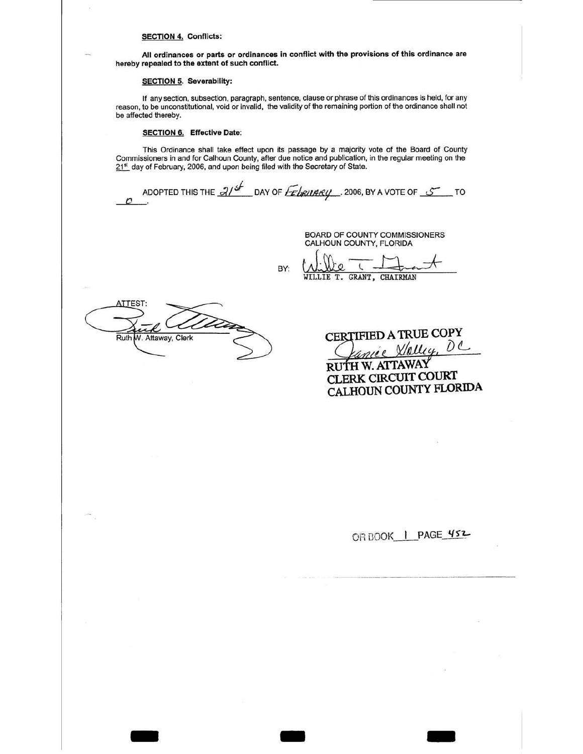**SECTION 4. Conflicts:**

**All ordinances or parts or ordinances in conflict with the provisions of this ordinance are hereby repealed to the extent of such conflict.**

**SECTION 5. Severability:**

If any section, subsection, paragraph, sentence, clause or phrase of this ordinances is held, for any reason, to be unconstitutional, void or invalid, the validity of the remaining portion of the ordinance shall not be affected thereby.

**SECTION 6. Effective Date:**

This Ordinance shall take effect upon its passage by a majority vote of the Board of County Commissioners in and for Calhoun County, after due notice and publication, in the regular meeting on the 21st day of February, 2006, and upon being filed with the Secretary of State.

ADOPTED THIS THE 21st DAY OF February, 2006, BY A VOTE OF 5 TO 0.

BOARD OF COUNTY COMMISSIONERS
CALHOUN COUNTY, FLORIDA

BY: Willie T. Grant
WILLIE T. GRANT, CHAIRMAN

ATTEST:
Ruth W. Attaway
Ruth W. Attaway, Clerk

CERTIFIED A TRUE COPY
Janie Valley, DC
RUTH W. ATTAWAY
CLERK CIRCUIT COURT
CALHOUN COUNTY FLORIDA

OR BOOK 1 PAGE 452